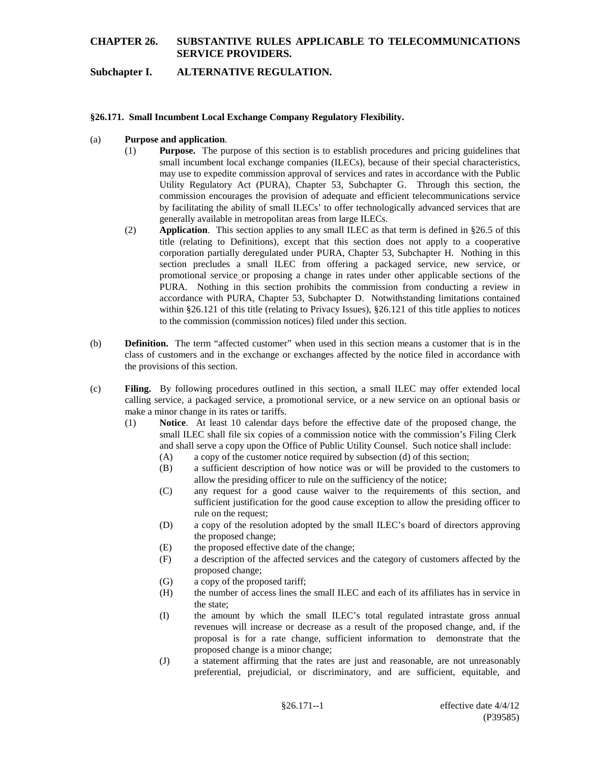# CHAPTER 26. SUBSTANTIVE RULES APPLICABLE TO TELECOMMUNICATIONS SERVICE PROVIDERS.

## Subchapter I. ALTERNATIVE REGULATION.

### §26.171. Small Incumbent Local Exchange Company Regulatory Flexibility.

(a) **Purpose and application**.

(1) **Purpose.** The purpose of this section is to establish procedures and pricing guidelines that small incumbent local exchange companies (ILECs), because of their special characteristics, may use to expedite commission approval of services and rates in accordance with the Public Utility Regulatory Act (PURA), Chapter 53, Subchapter G. Through this section, the commission encourages the provision of adequate and efficient telecommunications service by facilitating the ability of small ILECs' to offer technologically advanced services that are generally available in metropolitan areas from large ILECs.

(2) **Application**. This section applies to any small ILEC as that term is defined in §26.5 of this title (relating to Definitions), except that this section does not apply to a cooperative corporation partially deregulated under PURA, Chapter 53, Subchapter H. Nothing in this section precludes a small ILEC from offering a packaged service, new service, or promotional service or proposing a change in rates under other applicable sections of the PURA. Nothing in this section prohibits the commission from conducting a review in accordance with PURA, Chapter 53, Subchapter D. Notwithstanding limitations contained within §26.121 of this title (relating to Privacy Issues), §26.121 of this title applies to notices to the commission (commission notices) filed under this section.

(b) **Definition.** The term "affected customer" when used in this section means a customer that is in the class of customers and in the exchange or exchanges affected by the notice filed in accordance with the provisions of this section.

(c) **Filing.** By following procedures outlined in this section, a small ILEC may offer extended local calling service, a packaged service, a promotional service, or a new service on an optional basis or make a minor change in its rates or tariffs.

(1) **Notice**. At least 10 calendar days before the effective date of the proposed change, the small ILEC shall file six copies of a commission notice with the commission's Filing Clerk and shall serve a copy upon the Office of Public Utility Counsel. Such notice shall include:

(A) a copy of the customer notice required by subsection (d) of this section;

(B) a sufficient description of how notice was or will be provided to the customers to allow the presiding officer to rule on the sufficiency of the notice;

(C) any request for a good cause waiver to the requirements of this section, and sufficient justification for the good cause exception to allow the presiding officer to rule on the request;

(D) a copy of the resolution adopted by the small ILEC's board of directors approving the proposed change;

(E) the proposed effective date of the change;

(F) a description of the affected services and the category of customers affected by the proposed change;

(G) a copy of the proposed tariff;

(H) the number of access lines the small ILEC and each of its affiliates has in service in the state;

(I) the amount by which the small ILEC's total regulated intrastate gross annual revenues will increase or decrease as a result of the proposed change, and, if the proposal is for a rate change, sufficient information to demonstrate that the proposed change is a minor change;

(J) a statement affirming that the rates are just and reasonable, are not unreasonably preferential, prejudicial, or discriminatory, and are sufficient, equitable, and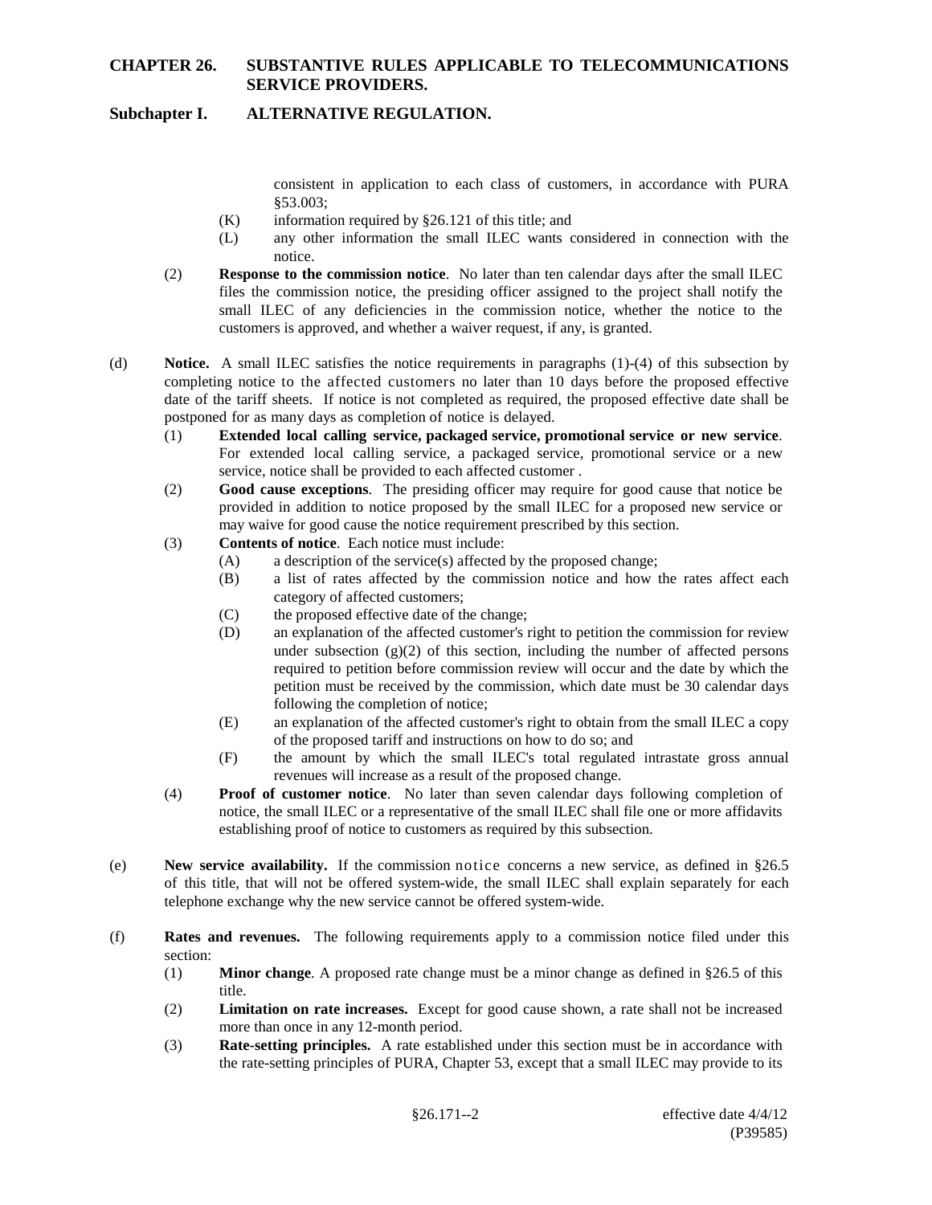consistent in application to each class of customers, in accordance with PURA §53.003;

(K) information required by §26.121 of this title; and

(L) any other information the small ILEC wants considered in connection with the notice.

(2) **Response to the commission notice**. No later than ten calendar days after the small ILEC files the commission notice, the presiding officer assigned to the project shall notify the small ILEC of any deficiencies in the commission notice, whether the notice to the customers is approved, and whether a waiver request, if any, is granted.

(d) **Notice.** A small ILEC satisfies the notice requirements in paragraphs (1)-(4) of this subsection by completing notice to the affected customers no later than 10 days before the proposed effective date of the tariff sheets. If notice is not completed as required, the proposed effective date shall be postponed for as many days as completion of notice is delayed.

(1) **Extended local calling service, packaged service, promotional service or new service**. For extended local calling service, a packaged service, promotional service or a new service, notice shall be provided to each affected customer .

(2) **Good cause exceptions**. The presiding officer may require for good cause that notice be provided in addition to notice proposed by the small ILEC for a proposed new service or may waive for good cause the notice requirement prescribed by this section.

(3) **Contents of notice**. Each notice must include:

(A) a description of the service(s) affected by the proposed change;

(B) a list of rates affected by the commission notice and how the rates affect each category of affected customers;

(C) the proposed effective date of the change;

(D) an explanation of the affected customer's right to petition the commission for review under subsection (g)(2) of this section, including the number of affected persons required to petition before commission review will occur and the date by which the petition must be received by the commission, which date must be 30 calendar days following the completion of notice;

(E) an explanation of the affected customer's right to obtain from the small ILEC a copy of the proposed tariff and instructions on how to do so; and

(F) the amount by which the small ILEC's total regulated intrastate gross annual revenues will increase as a result of the proposed change.

(4) **Proof of customer notice**. No later than seven calendar days following completion of notice, the small ILEC or a representative of the small ILEC shall file one or more affidavits establishing proof of notice to customers as required by this subsection.

(e) **New service availability.** If the commission notice concerns a new service, as defined in §26.5 of this title, that will not be offered system-wide, the small ILEC shall explain separately for each telephone exchange why the new service cannot be offered system-wide.

(f) **Rates and revenues.** The following requirements apply to a commission notice filed under this section:

(1) **Minor change**. A proposed rate change must be a minor change as defined in §26.5 of this title.

(2) **Limitation on rate increases.** Except for good cause shown, a rate shall not be increased more than once in any 12-month period.

(3) **Rate-setting principles.** A rate established under this section must be in accordance with the rate-setting principles of PURA, Chapter 53, except that a small ILEC may provide to its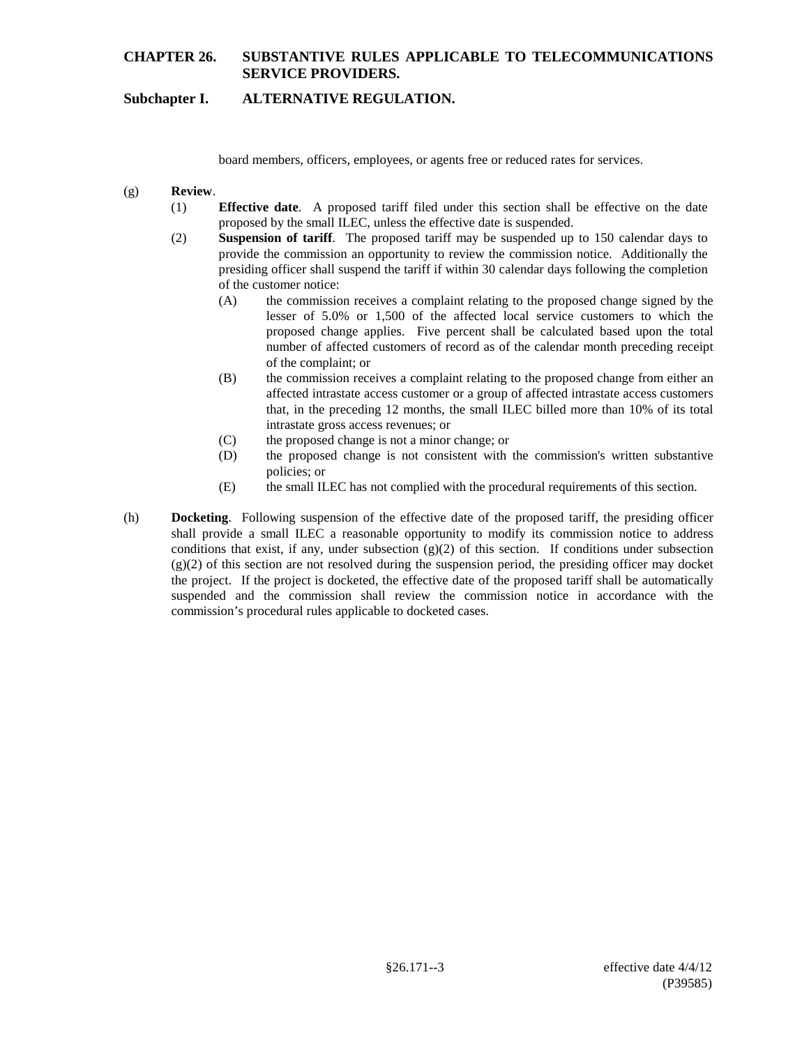board members, officers, employees, or agents free or reduced rates for services.

(g) **Review**.

(1) **Effective date**. A proposed tariff filed under this section shall be effective on the date proposed by the small ILEC, unless the effective date is suspended.

(2) **Suspension of tariff**. The proposed tariff may be suspended up to 150 calendar days to provide the commission an opportunity to review the commission notice. Additionally the presiding officer shall suspend the tariff if within 30 calendar days following the completion of the customer notice:

(A) the commission receives a complaint relating to the proposed change signed by the lesser of 5.0% or 1,500 of the affected local service customers to which the proposed change applies. Five percent shall be calculated based upon the total number of affected customers of record as of the calendar month preceding receipt of the complaint; or

(B) the commission receives a complaint relating to the proposed change from either an affected intrastate access customer or a group of affected intrastate access customers that, in the preceding 12 months, the small ILEC billed more than 10% of its total intrastate gross access revenues; or

(C) the proposed change is not a minor change; or

(D) the proposed change is not consistent with the commission's written substantive policies; or

(E) the small ILEC has not complied with the procedural requirements of this section.

(h) **Docketing**. Following suspension of the effective date of the proposed tariff, the presiding officer shall provide a small ILEC a reasonable opportunity to modify its commission notice to address conditions that exist, if any, under subsection (g)(2) of this section. If conditions under subsection (g)(2) of this section are not resolved during the suspension period, the presiding officer may docket the project. If the project is docketed, the effective date of the proposed tariff shall be automatically suspended and the commission shall review the commission notice in accordance with the commission's procedural rules applicable to docketed cases.